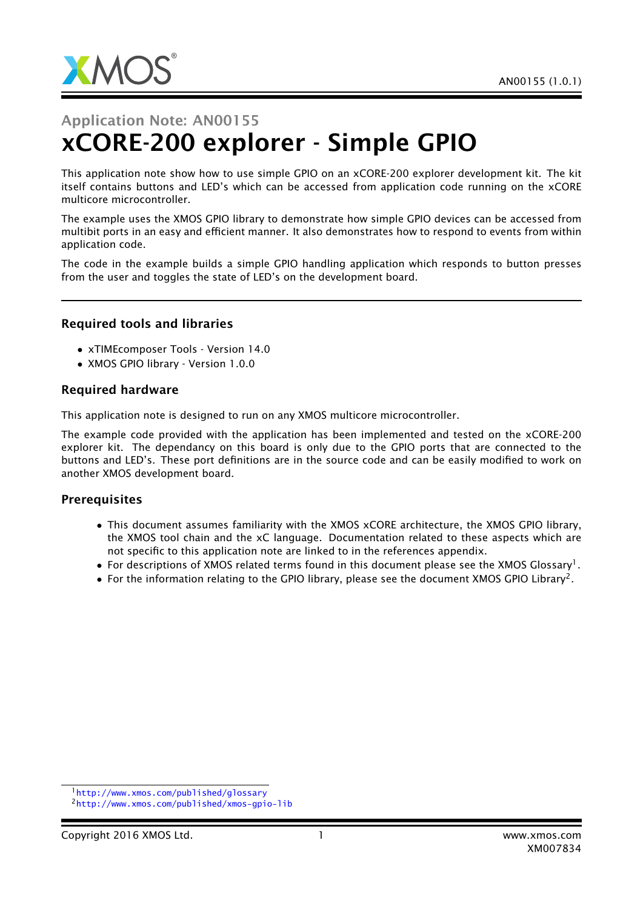Application Note: AN00155

# xCORE-200 explorer - Simple GPIO

This application note show how to use simple GPIO on an xCORE-200 explorer development kit. The kit itself contains buttons and LED's which can be accessed from application code running on the xCORE multicore microcontroller.

The example uses the XMOS GPIO library to demonstrate how simple GPIO devices can be accessed from multibit ports in an easy and efficient manner. It also demonstrates how to respond to events from within application code.

The code in the example builds a simple GPIO handling application which responds to button presses from the user and toggles the state of LED's on the development board.

### Required tools and libraries

- xTIMEcomposer Tools - Version 14.0
- XMOS GPIO library - Version 1.0.0

### Required hardware

This application note is designed to run on any XMOS multicore microcontroller.

The example code provided with the application has been implemented and tested on the xCORE-200 explorer kit. The dependancy on this board is only due to the GPIO ports that are connected to the buttons and LED's. These port definitions are in the source code and can be easily modified to work on another XMOS development board.

### Prerequisites

- This document assumes familiarity with the XMOS xCORE architecture, the XMOS GPIO library, the XMOS tool chain and the xC language. Documentation related to these aspects which are not specific to this application note are linked to in the references appendix.
- For descriptions of XMOS related terms found in this document please see the XMOS Glossary[1].
- For the information relating to the GPIO library, please see the document XMOS GPIO Library[2].

[1] http://www.xmos.com/published/glossary

[2] http://www.xmos.com/published/xmos-gpio-lib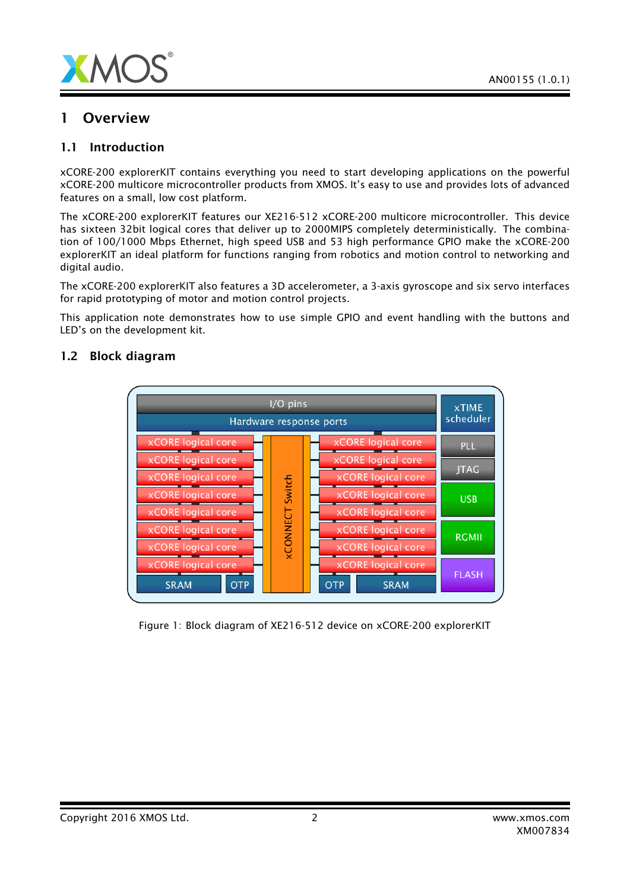# 1 Overview

## 1.1 Introduction

xCORE-200 explorerKIT contains everything you need to start developing applications on the powerful xCORE-200 multicore microcontroller products from XMOS. It's easy to use and provides lots of advanced features on a small, low cost platform.

The xCORE-200 explorerKIT features our XE216-512 xCORE-200 multicore microcontroller. This device has sixteen 32bit logical cores that deliver up to 2000MIPS completely deterministically. The combination of 100/1000 Mbps Ethernet, high speed USB and 53 high performance GPIO make the xCORE-200 explorerKIT an ideal platform for functions ranging from robotics and motion control to networking and digital audio.

The xCORE-200 explorerKIT also features a 3D accelerometer, a 3-axis gyroscope and six servo interfaces for rapid prototyping of motor and motion control projects.

This application note demonstrates how to use simple GPIO and event handling with the buttons and LED's on the development kit.

## 1.2 Block diagram

Figure 1: Block diagram of XE216-512 device on xCORE-200 explorerKIT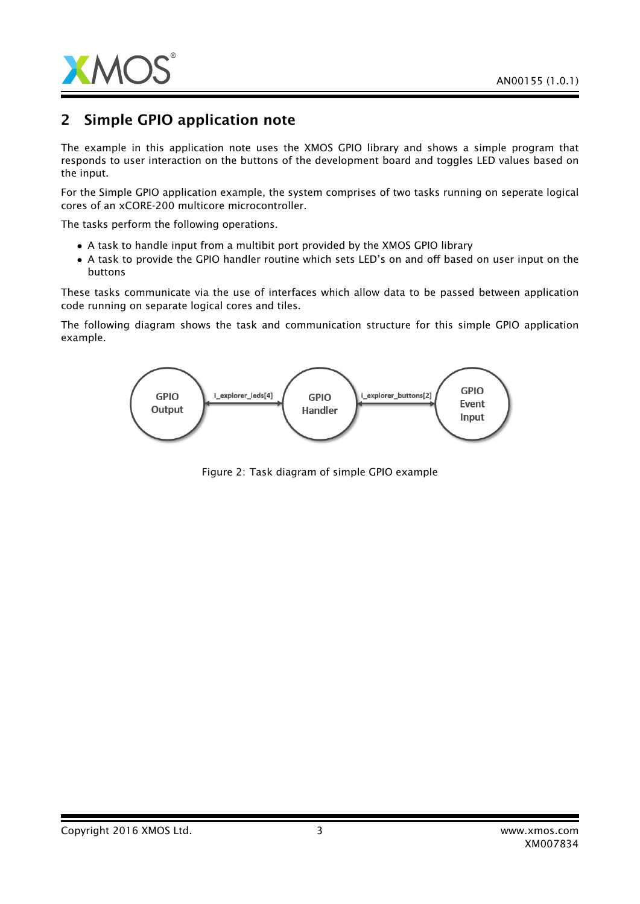## 2 Simple GPIO application note

The example in this application note uses the XMOS GPIO library and shows a simple program that responds to user interaction on the buttons of the development board and toggles LED values based on the input.

For the Simple GPIO application example, the system comprises of two tasks running on seperate logical cores of an xCORE-200 multicore microcontroller.

The tasks perform the following operations.

- A task to handle input from a multibit port provided by the XMOS GPIO library
- A task to provide the GPIO handler routine which sets LED's on and off based on user input on the buttons

These tasks communicate via the use of interfaces which allow data to be passed between application code running on separate logical cores and tiles.

The following diagram shows the task and communication structure for this simple GPIO application example.

Figure 2: Task diagram of simple GPIO example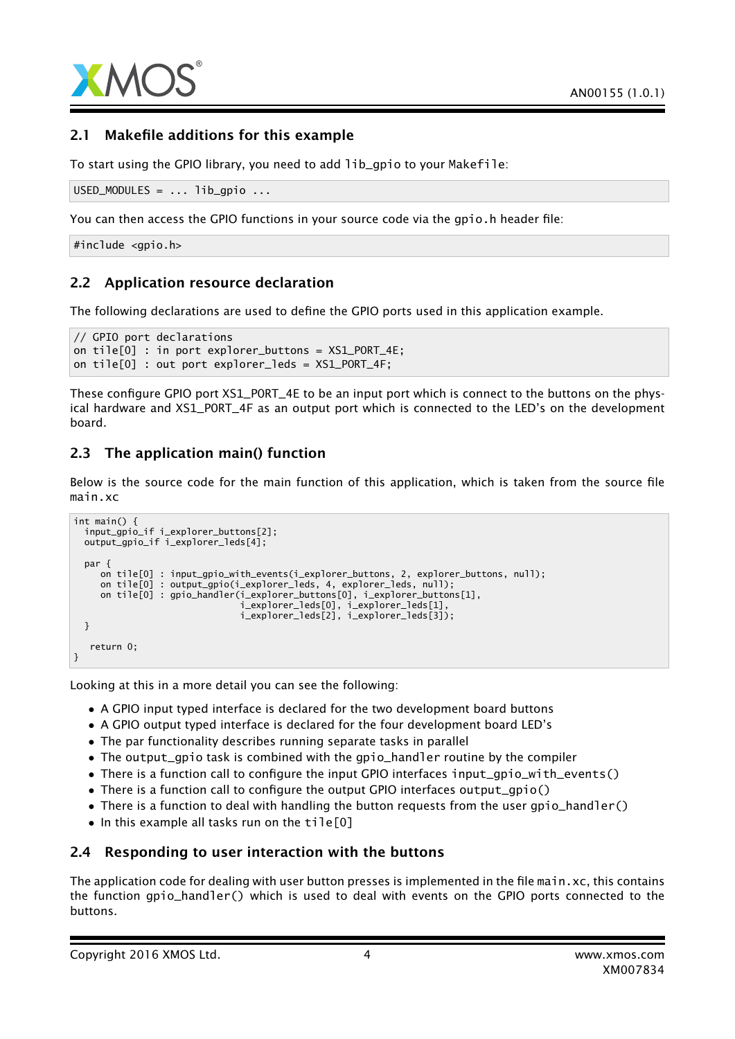## 2.1 Makefile additions for this example

To start using the GPIO library, you need to add lib_gpio to your Makefile:

```
USED_MODULES = ... lib_gpio ...
```

You can then access the GPIO functions in your source code via the gpio.h header file:

```
#include <gpio.h>
```

## 2.2 Application resource declaration

The following declarations are used to define the GPIO ports used in this application example.

```
// GPIO port declarations
on tile[0] : in port explorer_buttons = XS1_PORT_4E;
on tile[0] : out port explorer_leds = XS1_PORT_4F;
```

These configure GPIO port XS1_PORT_4E to be an input port which is connect to the buttons on the physical hardware and XS1_PORT_4F as an output port which is connected to the LED's on the development board.

## 2.3 The application main() function

Below is the source code for the main function of this application, which is taken from the source file main.xc

```
int main() {
  input_gpio_if i_explorer_buttons[2];
  output_gpio_if i_explorer_leds[4];

  par {
     on tile[0] : input_gpio_with_events(i_explorer_buttons, 2, explorer_buttons, null);
     on tile[0] : output_gpio(i_explorer_leds, 4, explorer_leds, null);
     on tile[0] : gpio_handler(i_explorer_buttons[0], i_explorer_buttons[1],
                               i_explorer_leds[0], i_explorer_leds[1],
                               i_explorer_leds[2], i_explorer_leds[3]);
  }

   return 0;
}
```

Looking at this in a more detail you can see the following:

- A GPIO input typed interface is declared for the two development board buttons
- A GPIO output typed interface is declared for the four development board LED's
- The par functionality describes running separate tasks in parallel
- The output_gpio task is combined with the gpio_handler routine by the compiler
- There is a function call to configure the input GPIO interfaces input_gpio_with_events()
- There is a function call to configure the output GPIO interfaces output_gpio()
- There is a function to deal with handling the button requests from the user gpio_handler()
- In this example all tasks run on the tile[0]

## 2.4 Responding to user interaction with the buttons

The application code for dealing with user button presses is implemented in the file main.xc, this contains the function gpio_handler() which is used to deal with events on the GPIO ports connected to the buttons.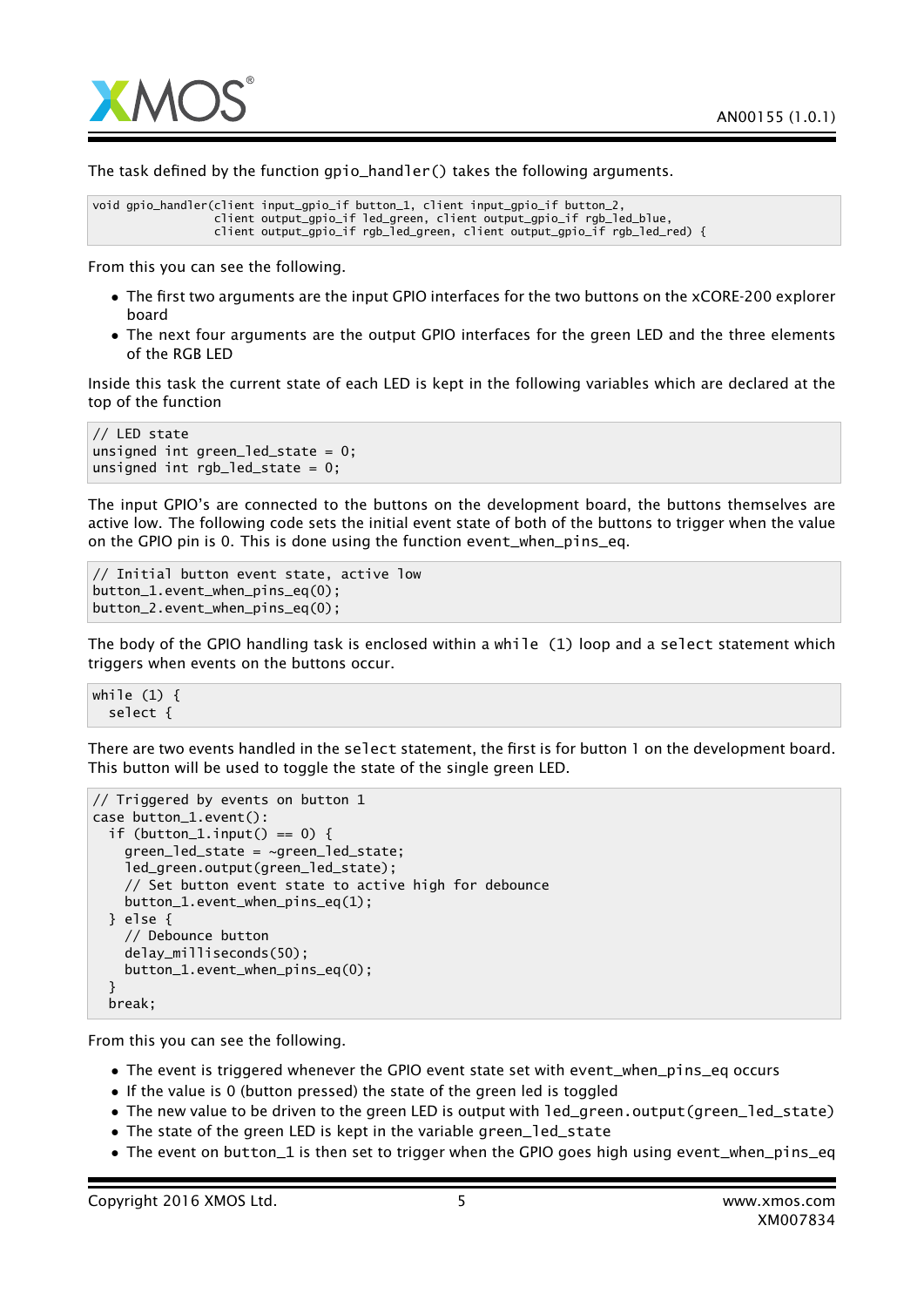The task defined by the function `gpio_handler()` takes the following arguments.

```
void gpio_handler(client input_gpio_if button_1, client input_gpio_if button_2,
                  client output_gpio_if led_green, client output_gpio_if rgb_led_blue,
                  client output_gpio_if rgb_led_green, client output_gpio_if rgb_led_red) {
```

From this you can see the following.

- The first two arguments are the input GPIO interfaces for the two buttons on the xCORE-200 explorer board
- The next four arguments are the output GPIO interfaces for the green LED and the three elements of the RGB LED

Inside this task the current state of each LED is kept in the following variables which are declared at the top of the function

```
// LED state
unsigned int green_led_state = 0;
unsigned int rgb_led_state = 0;
```

The input GPIO's are connected to the buttons on the development board, the buttons themselves are active low. The following code sets the initial event state of both of the buttons to trigger when the value on the GPIO pin is 0. This is done using the function `event_when_pins_eq`.

```
// Initial button event state, active low
button_1.event_when_pins_eq(0);
button_2.event_when_pins_eq(0);
```

The body of the GPIO handling task is enclosed within a `while (1)` loop and a `select` statement which triggers when events on the buttons occur.

```
while (1) {
  select {
```

There are two events handled in the `select` statement, the first is for button 1 on the development board. This button will be used to toggle the state of the single green LED.

```
// Triggered by events on button 1
case button_1.event():
  if (button_1.input() == 0) {
    green_led_state = ~green_led_state;
    led_green.output(green_led_state);
    // Set button event state to active high for debounce
    button_1.event_when_pins_eq(1);
  } else {
    // Debounce button
    delay_milliseconds(50);
    button_1.event_when_pins_eq(0);
  }
  break;
```

From this you can see the following.

- The event is triggered whenever the GPIO event state set with `event_when_pins_eq` occurs
- If the value is 0 (button pressed) the state of the green led is toggled
- The new value to be driven to the green LED is output with `led_green.output(green_led_state)`
- The state of the green LED is kept in the variable `green_led_state`
- The event on `button_1` is then set to trigger when the GPIO goes high using `event_when_pins_eq`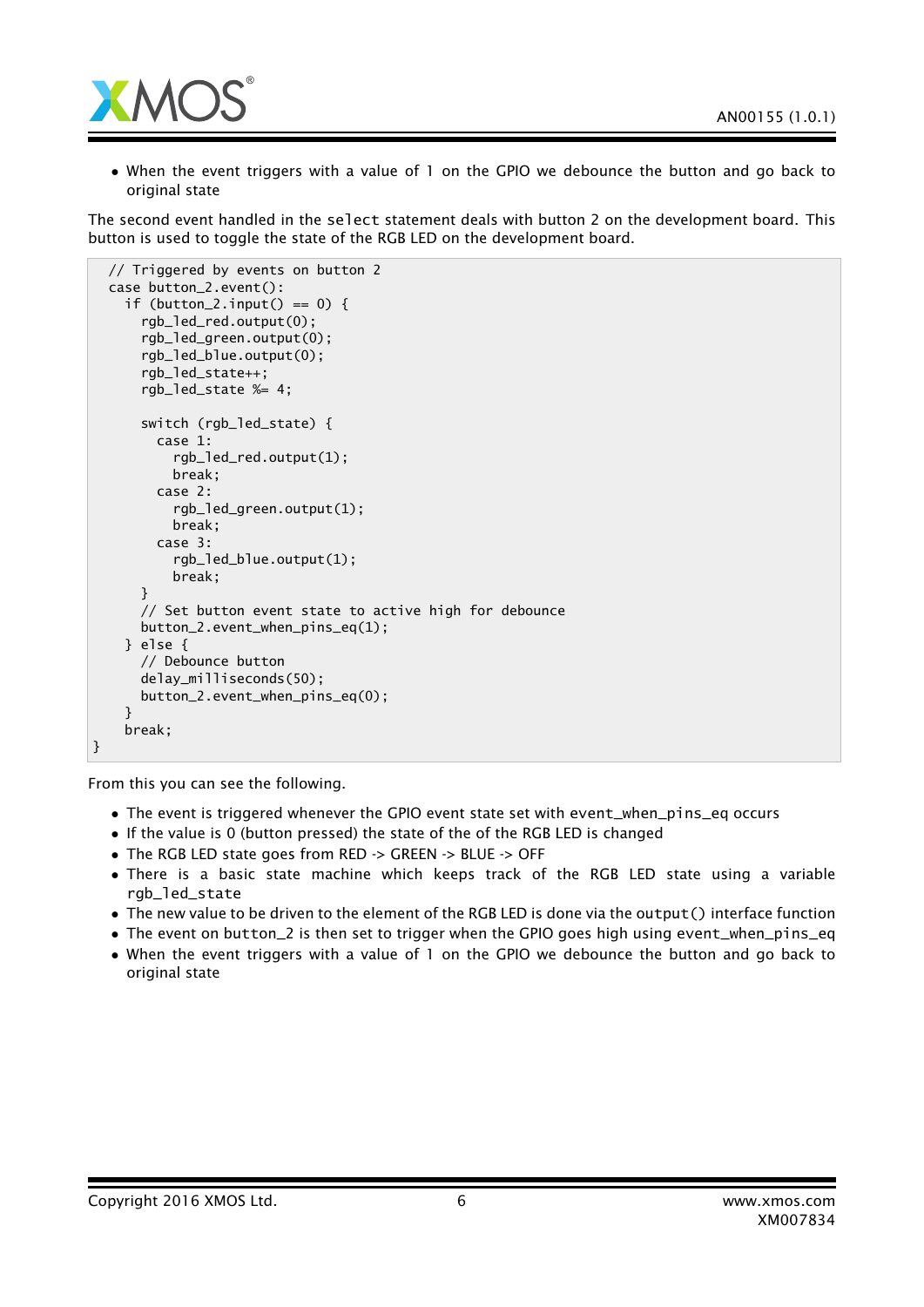- When the event triggers with a value of 1 on the GPIO we debounce the button and go back to original state

The second event handled in the `select` statement deals with button 2 on the development board. This button is used to toggle the state of the RGB LED on the development board.

```
  // Triggered by events on button 2
  case button_2.event():
    if (button_2.input() == 0) {
      rgb_led_red.output(0);
      rgb_led_green.output(0);
      rgb_led_blue.output(0);
      rgb_led_state++;
      rgb_led_state %= 4;

      switch (rgb_led_state) {
        case 1:
          rgb_led_red.output(1);
          break;
        case 2:
          rgb_led_green.output(1);
          break;
        case 3:
          rgb_led_blue.output(1);
          break;
      }
      // Set button event state to active high for debounce
      button_2.event_when_pins_eq(1);
    } else {
      // Debounce button
      delay_milliseconds(50);
      button_2.event_when_pins_eq(0);
    }
    break;
}
```

From this you can see the following.

- The event is triggered whenever the GPIO event state set with `event_when_pins_eq` occurs
- If the value is 0 (button pressed) the state of the of the RGB LED is changed
- The RGB LED state goes from RED -> GREEN -> BLUE -> OFF
- There is a basic state machine which keeps track of the RGB LED state using a variable `rgb_led_state`
- The new value to be driven to the element of the RGB LED is done via the `output()` interface function
- The event on button_2 is then set to trigger when the GPIO goes high using `event_when_pins_eq`
- When the event triggers with a value of 1 on the GPIO we debounce the button and go back to original state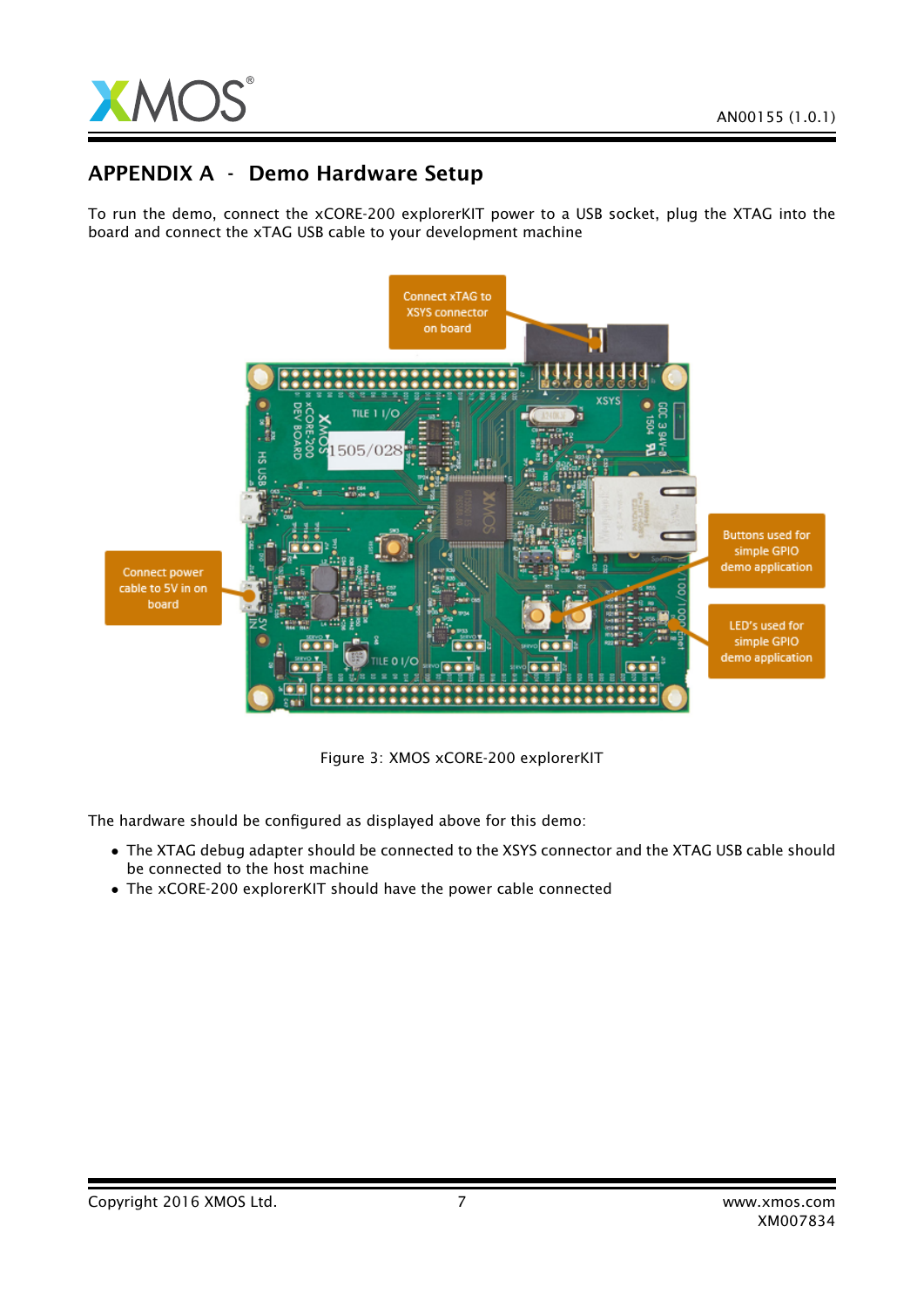# APPENDIX A - Demo Hardware Setup

To run the demo, connect the xCORE-200 explorerKIT power to a USB socket, plug the XTAG into the board and connect the xTAG USB cable to your development machine

Figure 3: XMOS xCORE-200 explorerKIT

The hardware should be configured as displayed above for this demo:

- The XTAG debug adapter should be connected to the XSYS connector and the XTAG USB cable should be connected to the host machine
- The xCORE-200 explorerKIT should have the power cable connected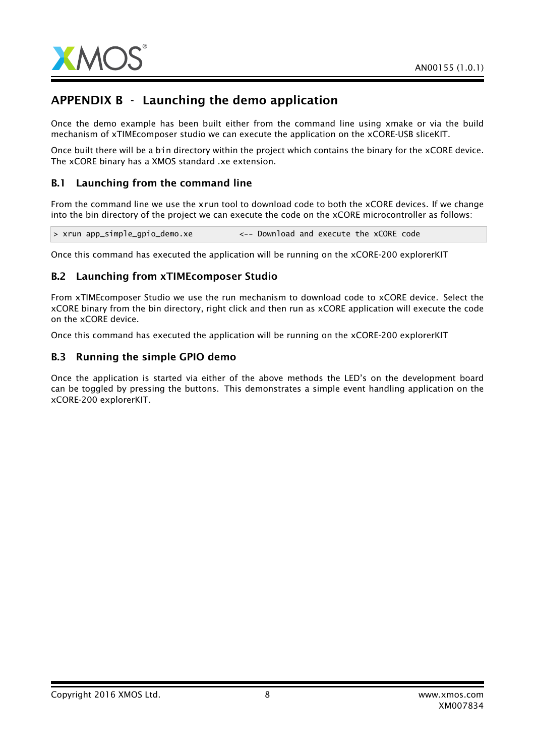# APPENDIX B - Launching the demo application

Once the demo example has been built either from the command line using xmake or via the build mechanism of xTIMEcomposer studio we can execute the application on the xCORE-USB sliceKIT.

Once built there will be a bin directory within the project which contains the binary for the xCORE device. The xCORE binary has a XMOS standard .xe extension.

## B.1 Launching from the command line

From the command line we use the xrun tool to download code to both the xCORE devices. If we change into the bin directory of the project we can execute the code on the xCORE microcontroller as follows:

```
> xrun app_simple_gpio_demo.xe          <-- Download and execute the xCORE code
```

Once this command has executed the application will be running on the xCORE-200 explorerKIT

## B.2 Launching from xTIMEcomposer Studio

From xTIMEcomposer Studio we use the run mechanism to download code to xCORE device. Select the xCORE binary from the bin directory, right click and then run as xCORE application will execute the code on the xCORE device.

Once this command has executed the application will be running on the xCORE-200 explorerKIT

## B.3 Running the simple GPIO demo

Once the application is started via either of the above methods the LED's on the development board can be toggled by pressing the buttons. This demonstrates a simple event handling application on the xCORE-200 explorerKIT.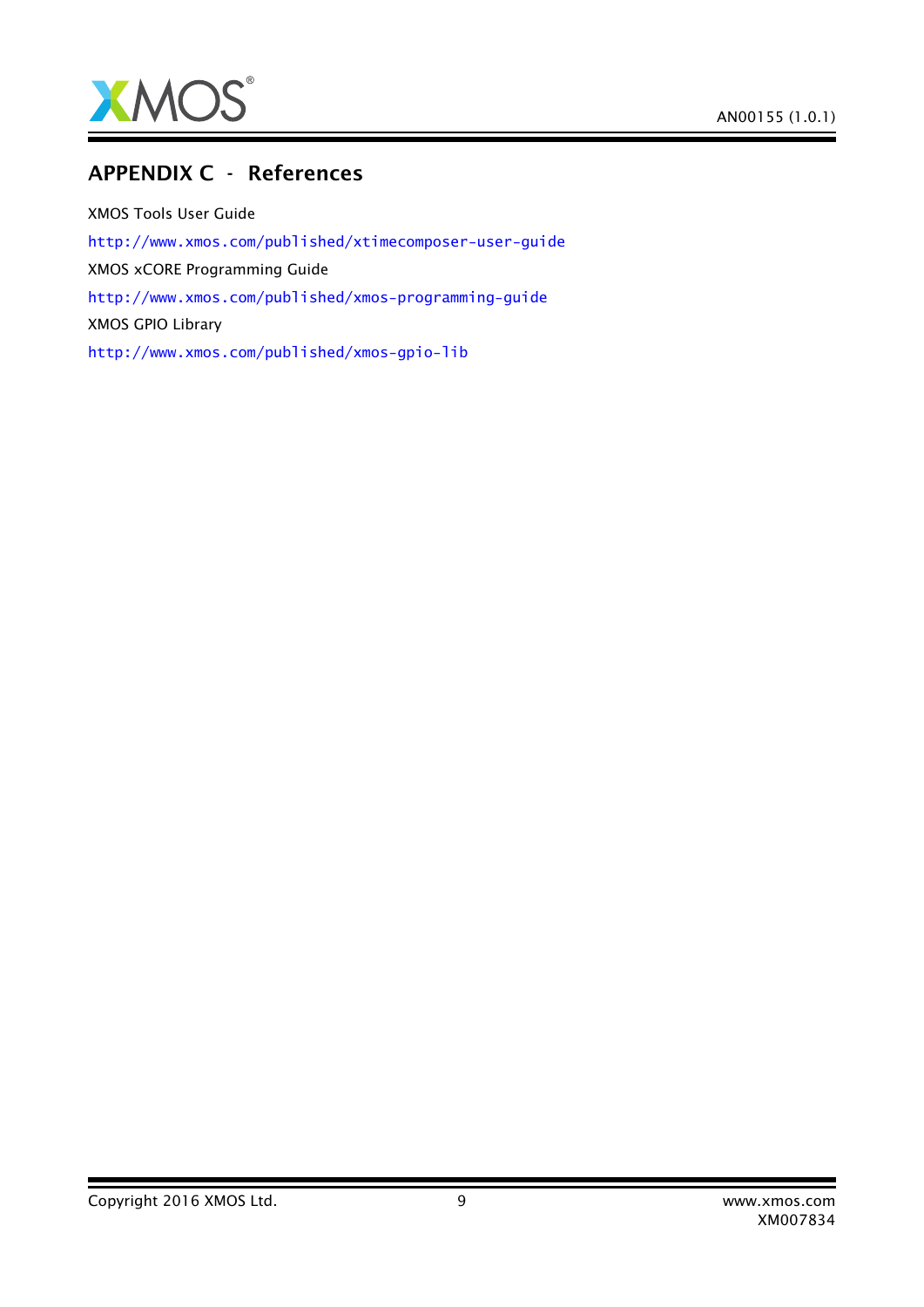# APPENDIX C - References

XMOS Tools User Guide

http://www.xmos.com/published/xtimecomposer-user-guide

XMOS xCORE Programming Guide

http://www.xmos.com/published/xmos-programming-guide

XMOS GPIO Library

http://www.xmos.com/published/xmos-gpio-lib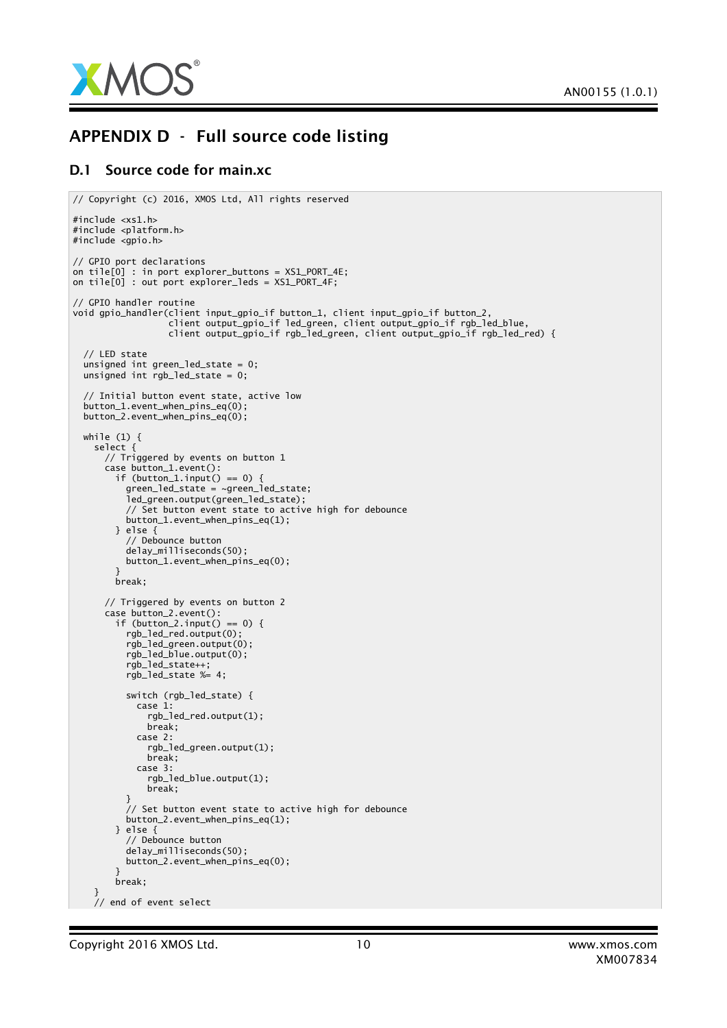# APPENDIX D - Full source code listing

## D.1 Source code for main.xc

```
// Copyright (c) 2016, XMOS Ltd, All rights reserved

#include <xs1.h>
#include <platform.h>
#include <gpio.h>

// GPIO port declarations
on tile[0] : in port explorer_buttons = XS1_PORT_4E;
on tile[0] : out port explorer_leds = XS1_PORT_4F;

// GPIO handler routine
void gpio_handler(client input_gpio_if button_1, client input_gpio_if button_2,
                  client output_gpio_if led_green, client output_gpio_if rgb_led_blue,
                  client output_gpio_if rgb_led_green, client output_gpio_if rgb_led_red) {

  // LED state
  unsigned int green_led_state = 0;
  unsigned int rgb_led_state = 0;

  // Initial button event state, active low
  button_1.event_when_pins_eq(0);
  button_2.event_when_pins_eq(0);

  while (1) {
    select {
      // Triggered by events on button 1
      case button_1.event():
        if (button_1.input() == 0) {
          green_led_state = ~green_led_state;
          led_green.output(green_led_state);
          // Set button event state to active high for debounce
          button_1.event_when_pins_eq(1);
        } else {
          // Debounce button
          delay_milliseconds(50);
          button_1.event_when_pins_eq(0);
        }
        break;

      // Triggered by events on button 2
      case button_2.event():
        if (button_2.input() == 0) {
          rgb_led_red.output(0);
          rgb_led_green.output(0);
          rgb_led_blue.output(0);
          rgb_led_state++;
          rgb_led_state %= 4;

          switch (rgb_led_state) {
            case 1:
              rgb_led_red.output(1);
              break;
            case 2:
              rgb_led_green.output(1);
              break;
            case 3:
              rgb_led_blue.output(1);
              break;
          }
          // Set button event state to active high for debounce
          button_2.event_when_pins_eq(1);
        } else {
          // Debounce button
          delay_milliseconds(50);
          button_2.event_when_pins_eq(0);
        }
        break;
    }
    // end of event select
```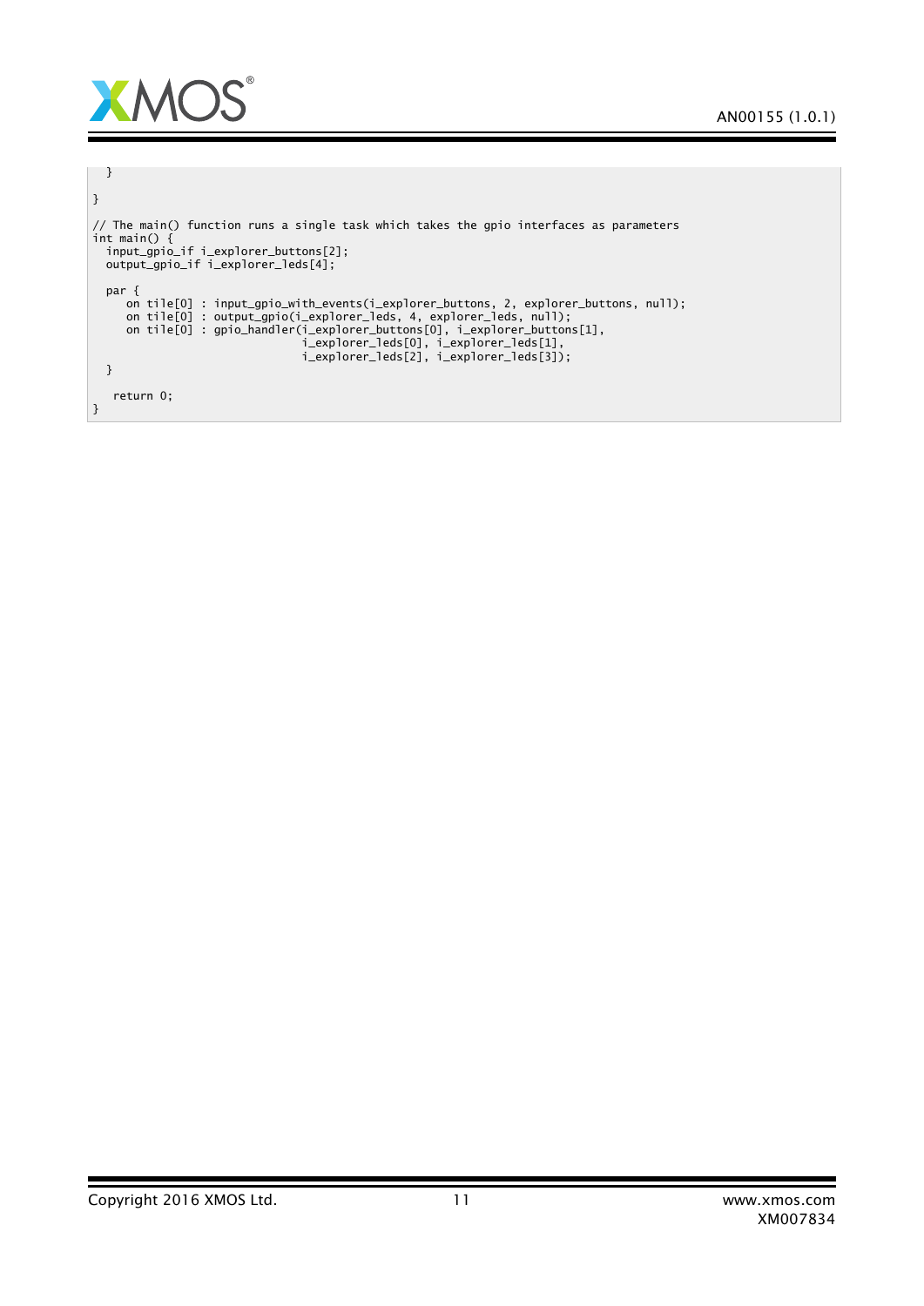```
  }
}

// The main() function runs a single task which takes the gpio interfaces as parameters
int main() {
  input_gpio_if i_explorer_buttons[2];
  output_gpio_if i_explorer_leds[4];

  par {
     on tile[0] : input_gpio_with_events(i_explorer_buttons, 2, explorer_buttons, null);
     on tile[0] : output_gpio(i_explorer_leds, 4, explorer_leds, null);
     on tile[0] : gpio_handler(i_explorer_buttons[0], i_explorer_buttons[1],
                               i_explorer_leds[0], i_explorer_leds[1],
                               i_explorer_leds[2], i_explorer_leds[3]);
  }

   return 0;
}
```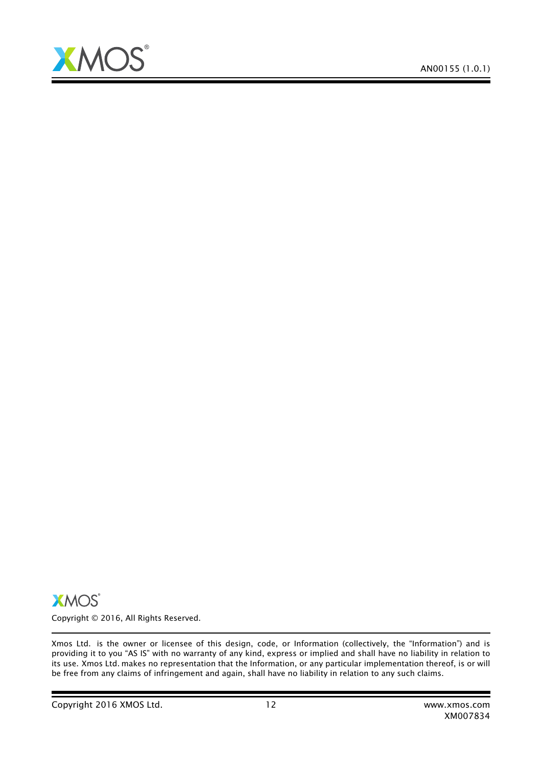Copyright © 2016, All Rights Reserved.

Xmos Ltd. is the owner or licensee of this design, code, or Information (collectively, the "Information") and is providing it to you "AS IS" with no warranty of any kind, express or implied and shall have no liability in relation to its use. Xmos Ltd. makes no representation that the Information, or any particular implementation thereof, is or will be free from any claims of infringement and again, shall have no liability in relation to any such claims.